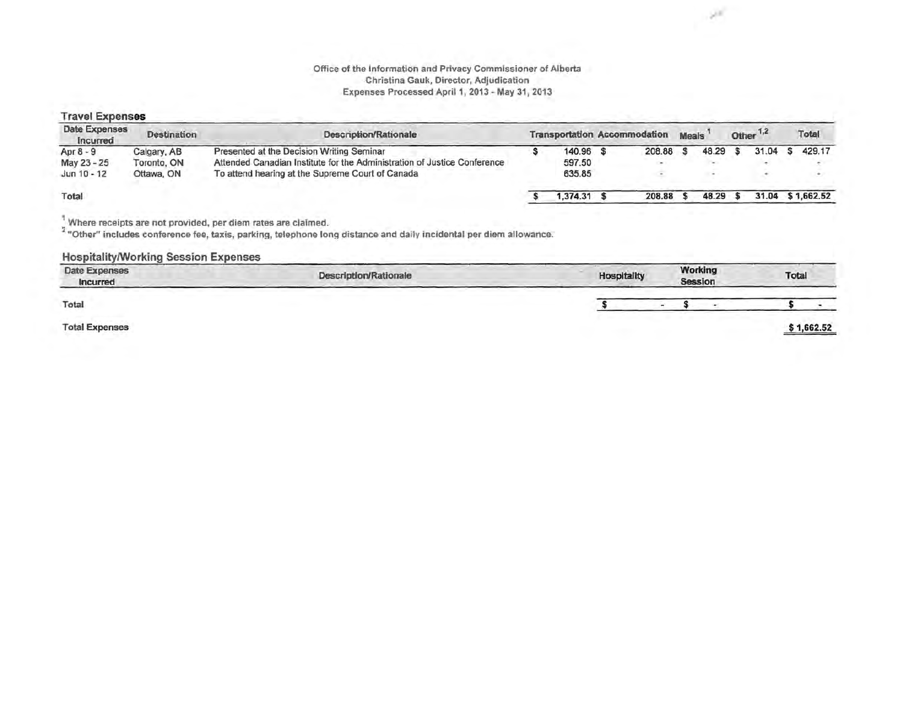Office of the Information and Privacy Commissioner of Alberta
Christina Gauk, Director, Adjudication
Expenses Processed April 1, 2013 - May 31, 2013

## Travel Expenses

| Date Expenses Incurred | Destination | Description/Rationale | Transportation | Accommodation | Meals [1] | Other [1,2] | Total |
|---|---|---|---|---|---|---|---|
| Apr 8 - 9 | Calgary, AB | Presented at the Decision Writing Seminar | $ 140.96 | $ 208.88 | $ 48.29 | $ 31.04 | $ 429.17 |
| May 23 - 25 | Toronto, ON | Attended Canadian Institute for the Administration of Justice Conference | 597.50 | - | - | - | - |
| Jun 10 - 12 | Ottawa, ON | To attend hearing at the Supreme Court of Canada | 635.85 | - | - | - | - |
| Total | | | $ 1,374.31 | $ 208.88 | $ 48.29 | $ 31.04 | $ 1,662.52 |

[1] Where receipts are not provided, per diem rates are claimed.
[2] "Other" includes conference fee, taxis, parking, telephone long distance and daily incidental per diem allowance.

## Hospitality/Working Session Expenses

| Date Expenses Incurred | Description/Rationale | Hospitality | Working Session | Total |
|---|---|---|---|---|
| Total | | $ - | $ - | $ - |

**Total Expenses** $ 1,662.52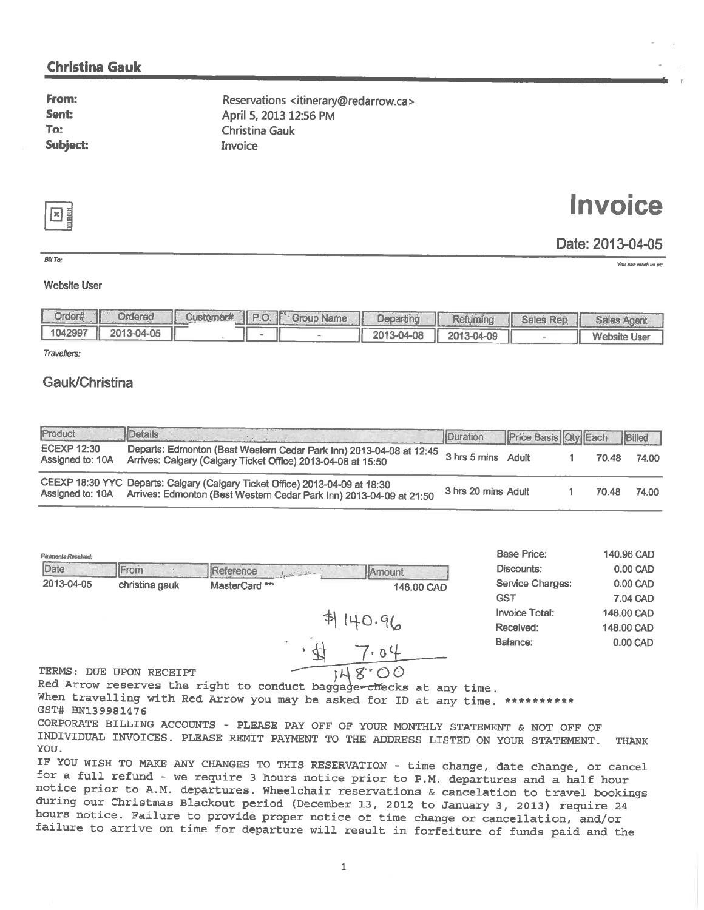## Christina Gauk

**From:** Reservations <itinerary@redarrow.ca>
**Sent:** April 5, 2013 12:56 PM
**To:** Christina Gauk
**Subject:** Invoice

# Invoice

**Date: 2013-04-05**

*Bill To:*

*You can reach us at:*

Website User

| Order# | Ordered | Customer# | P.O. | Group Name | Departing | Returning | Sales Rep | Sales Agent |
|---|---|---|---|---|---|---|---|---|
| 1042997 | 2013-04-05 | | - | - | 2013-04-08 | 2013-04-09 | - | Website User |

*Travellers:*

Gauk/Christina

| Product | Details | Duration | Price Basis | Qty | Each | Billed |
|---|---|---|---|---|---|---|
| ECEXP 12:30 Assigned to: 10A | Departs: Edmonton (Best Western Cedar Park Inn) 2013-04-08 at 12:45 Arrives: Calgary (Calgary Ticket Office) 2013-04-08 at 15:50 | 3 hrs 5 mins | Adult | 1 | 70.48 | 74.00 |
| CEEXP 18:30 YYC Assigned to: 10A | Departs: Calgary (Calgary Ticket Office) 2013-04-09 at 18:30 Arrives: Edmonton (Best Western Cedar Park Inn) 2013-04-09 at 21:50 | 3 hrs 20 mins | Adult | 1 | 70.48 | 74.00 |

*Payments Received:*

| Date | From | Reference | Amount |
|---|---|---|---|
| 2013-04-05 | christina gauk | MasterCard ** | 148.00 CAD |

| | |
|---|---|
| Base Price: | 140.96 CAD |
| Discounts: | 0.00 CAD |
| Service Charges: | 0.00 CAD |
| GST | 7.04 CAD |
| Invoice Total: | 148.00 CAD |
| Received: | 148.00 CAD |
| Balance: | 0.00 CAD |

$140.96
$ 7.04
148.00

TERMS: DUE UPON RECEIPT
Red Arrow reserves the right to conduct baggage checks at any time.
When travelling with Red Arrow you may be asked for ID at any time. **********
GST# BN139981476
CORPORATE BILLING ACCOUNTS - PLEASE PAY OFF OF YOUR MONTHLY STATEMENT & NOT OFF OF INDIVIDUAL INVOICES. PLEASE REMIT PAYMENT TO THE ADDRESS LISTED ON YOUR STATEMENT. THANK YOU.
IF YOU WISH TO MAKE ANY CHANGES TO THIS RESERVATION - time change, date change, or cancel for a full refund - we require 3 hours notice prior to P.M. departures and a half hour notice prior to A.M. departures. Wheelchair reservations & cancelation to travel bookings during our Christmas Blackout period (December 13, 2012 to January 3, 2013) require 24 hours notice. Failure to provide proper notice of time change or cancellation, and/or failure to arrive on time for departure will result in forfeiture of funds paid and the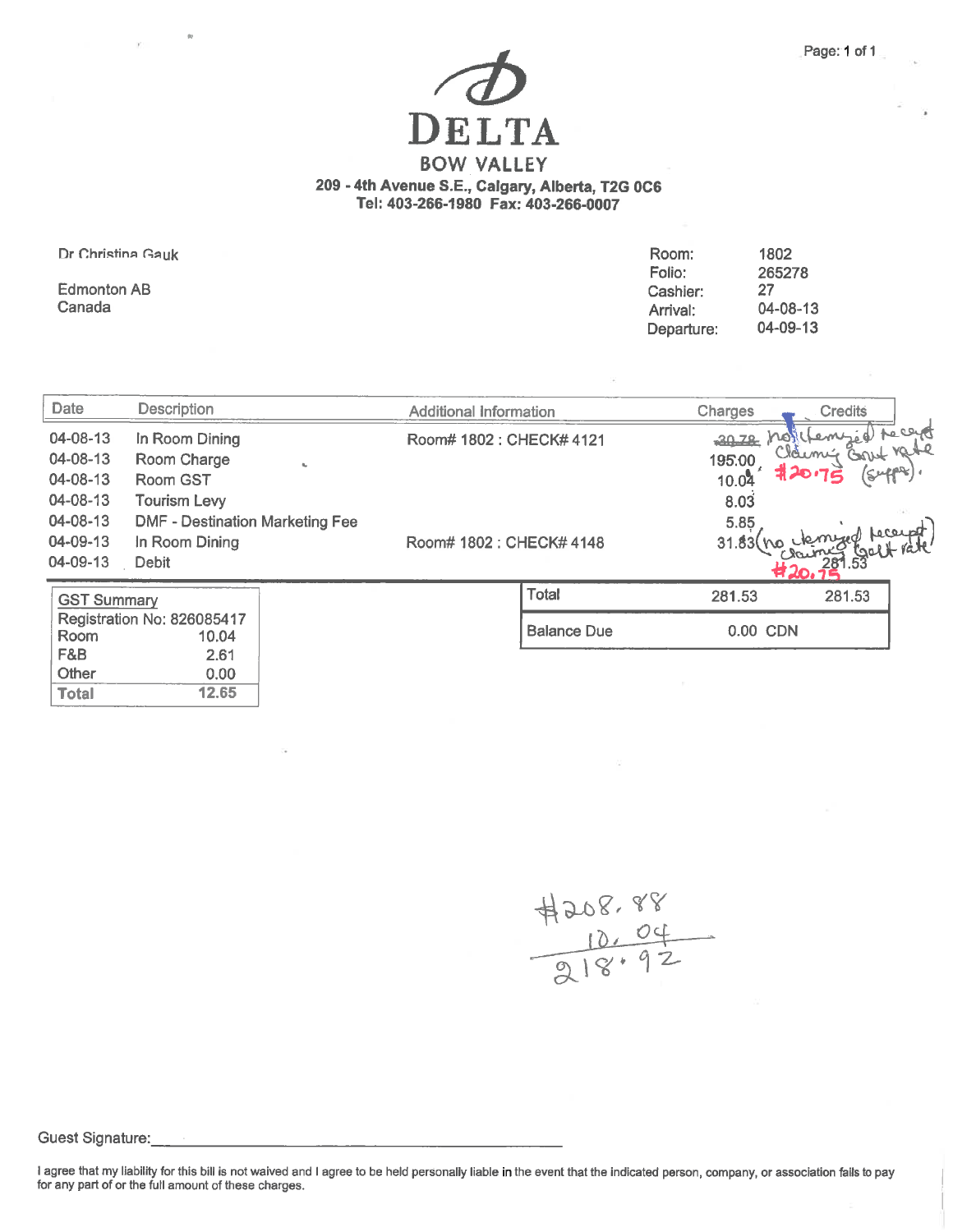# DELTA

BOW VALLEY

**209 - 4th Avenue S.E., Calgary, Alberta, T2G 0C6**
**Tel: 403-266-1980 Fax: 403-266-0007**

Dr Christina Gauk

Edmonton AB
Canada

| | |
|---|---|
| Room: | 1802 |
| Folio: | 265278 |
| Cashier: | 27 |
| Arrival: | 04-08-13 |
| Departure: | 04-09-13 |

| Date | Description | Additional Information | Charges | Credits |
|---|---|---|---|---|
| 04-08-13 | In Room Dining | Room# 1802 : CHECK# 4121 | ~~30.78~~ no itemized receipt claiming Govt rate #20.75 (suppr). | |
| 04-08-13 | Room Charge | | 195.00 | |
| 04-08-13 | Room GST | | 10.04 | |
| 04-08-13 | Tourism Levy | | 8.03 | |
| 04-08-13 | DMF - Destination Marketing Fee | | 5.85 | |
| 04-09-13 | In Room Dining | Room# 1802 : CHECK# 4148 | 31.83 (no itemized receipt claiming Govt rate #20.75) | |
| 04-09-13 | Debit | | | 281.53 |
| | | Total | 281.53 | 281.53 |
| | | Balance Due | 0.00 CDN | |

| GST Summary | |
|---|---|
| Registration No: 826085417 | |
| Room | 10.04 |
| F&B | 2.61 |
| Other | 0.00 |
| **Total** | **12.65** |

#208.88
10.04
218.92

Guest Signature:\_\_\_\_\_\_\_\_\_\_\_\_\_\_\_\_\_\_\_\_\_\_\_\_\_\_\_\_\_\_\_\_

I agree that my liability for this bill is not waived and I agree to be held personally liable in the event that the indicated person, company, or association fails to pay for any part of or the full amount of these charges.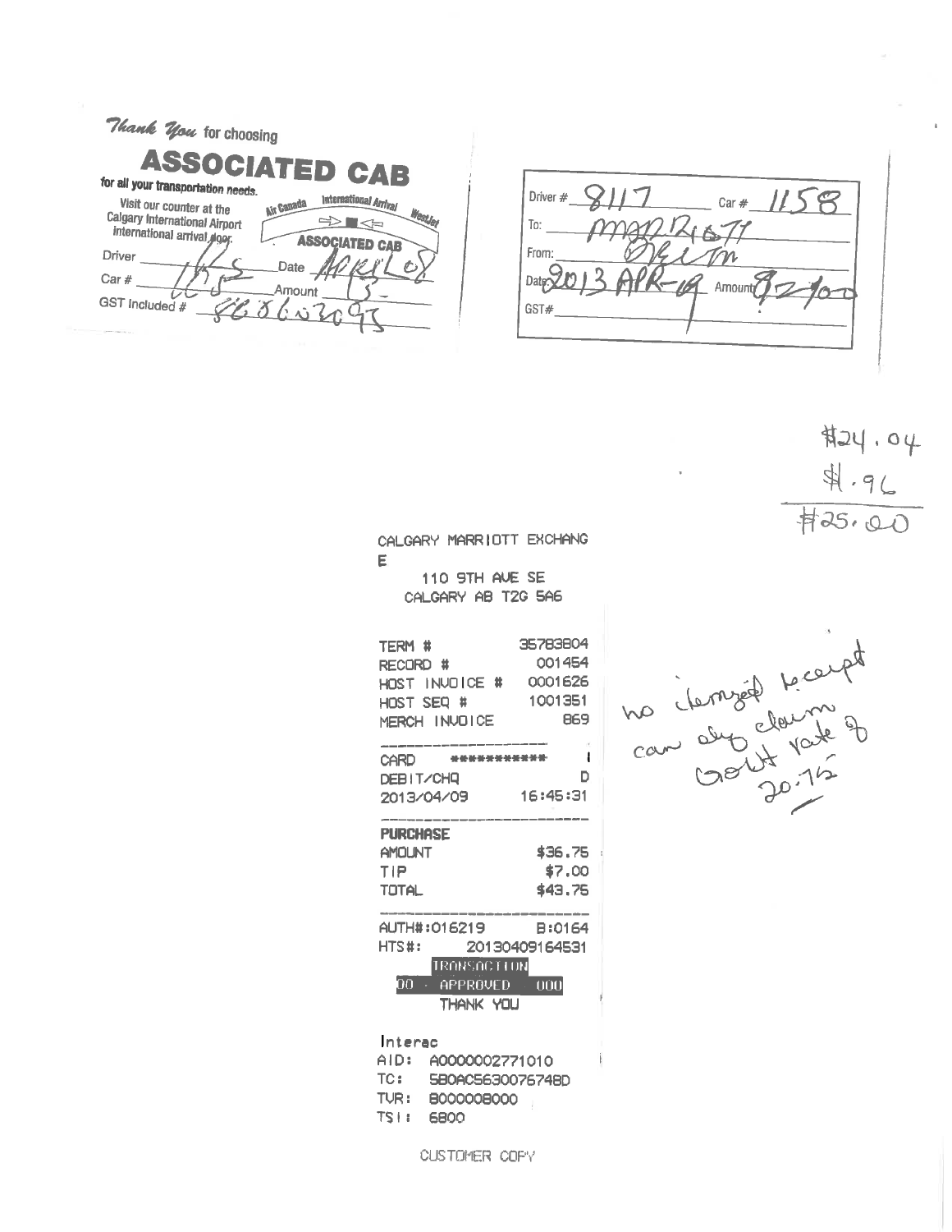*Thank You* for choosing

# ASSOCIATED CAB

for all your transportation needs.

Visit our counter at the Calgary International Airport international arrival door.

Air Canada · International Arrival · WestJet

ASSOCIATED CAB

Driver 1125

Date APRIL 08

Car # 1125

Amount 35 -

GST Included # 868632093

---

Driver # 8117 Car # 1158

To: MARRIOTT

From: ORIM

Date: 2013 APR-09 Amount: $ 32.00

GST#

---

$24.04
$1.96
$25.00

---

CALGARY MARRIOTT EXCHANGE

110 9TH AVE SE
CALGARY AB T2G 5A6

| | |
|---|---|
| TERM # | 35783804 |
| RECORD # | 001454 |
| HOST INVOICE # | 0001626 |
| HOST SEQ # | 1001351 |
| MERCH INVOICE | 869 |

| | |
|---|---|
| CARD | *********** I |
| DEBIT/CHQ | D |
| 2013/04/09 | 16:45:31 |

**PURCHASE**

| | |
|---|---|
| AMOUNT | $36.75 |
| TIP | $7.00 |
| TOTAL | $43.75 |

AUTH#:016219 B:0164
HTS#: 20130409164531

TRANSACTION
00 - APPROVED 000
THANK YOU

Interac
AID: A0000002771010
TC: 5B0AC563007674BD
TVR: 8000008000
TSI: 6800

CUSTOMER COPY

no itemized receipt
can only claim
Govt rate of
20.75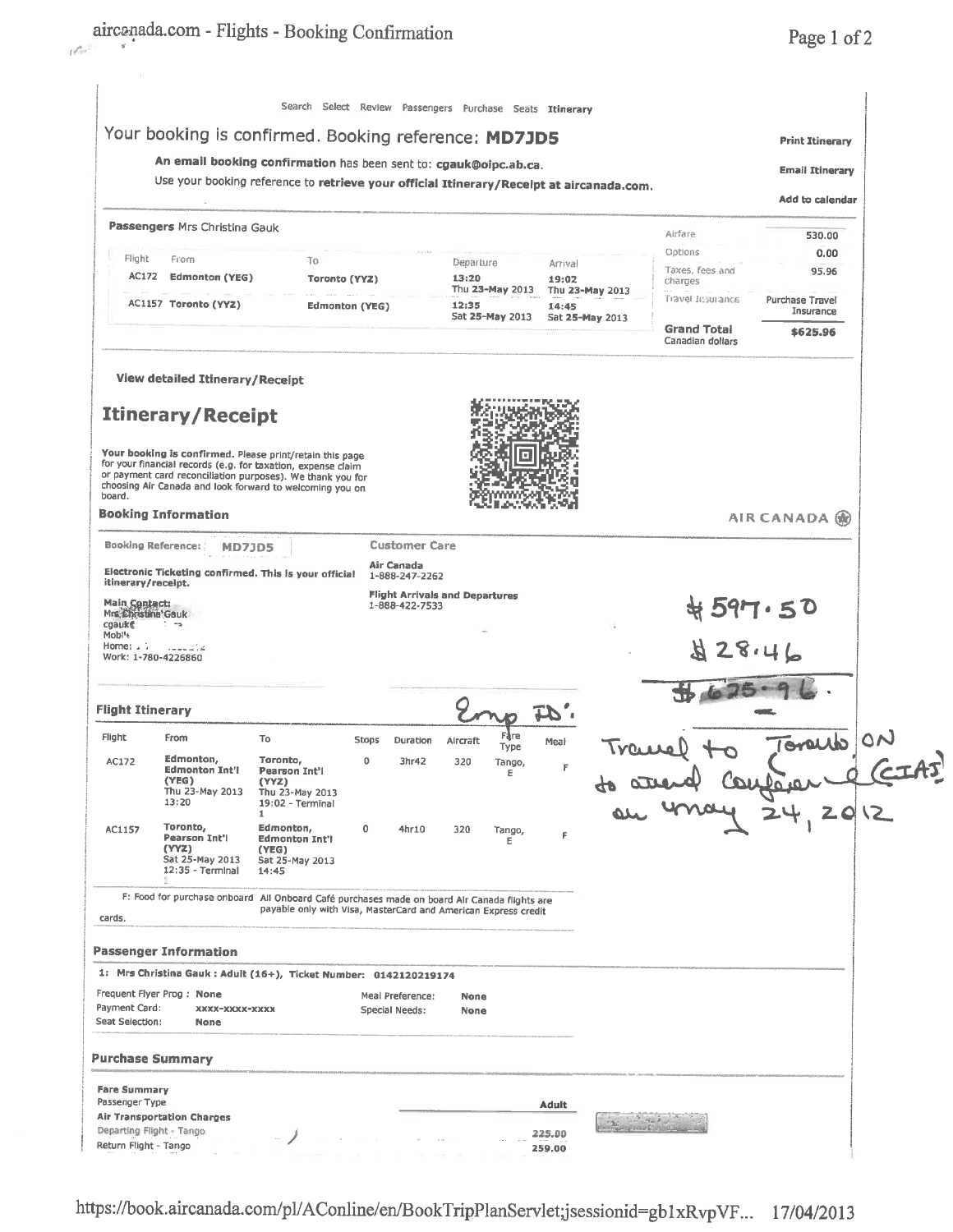Search Select Review Passengers Purchase Seats **Itinerary**

## Your booking is confirmed. Booking reference: **MD7JD5**

**Print Itinerary**

**Email Itinerary**

**Add to calendar**

**An email booking confirmation** has been sent to: **cgauk@oipc.ab.ca.**

Use your booking reference to **retrieve your official Itinerary/Receipt at aircanada.com.**

**Passengers** Mrs Christina Gauk

| Flight | From | To | Departure | Arrival |
|---|---|---|---|---|
| AC172 | Edmonton (YEG) | Toronto (YYZ) | 13:20 Thu 23-May 2013 | 19:02 Thu 23-May 2013 |
| AC1157 | Toronto (YYZ) | Edmonton (YEG) | 12:35 Sat 25-May 2013 | 14:45 Sat 25-May 2013 |

| | |
|---|---|
| Airfare | 530.00 |
| Options | 0.00 |
| Taxes, fees and charges | 95.96 |
| Travel Insurance | Purchase Travel Insurance |
| **Grand Total** Canadian dollars | **$625.96** |

**View detailed Itinerary/Receipt**

# Itinerary/Receipt

**Your booking is confirmed.** Please print/retain this page for your financial records (e.g. for taxation, expense claim or payment card reconciliation purposes). We thank you for choosing Air Canada and look forward to welcoming you on board.

AIR CANADA

### Booking Information

**Booking Reference: MD7JD5**

**Electronic Ticketing confirmed. This is your official itinerary/receipt.**

**Main Contact:**
Mrs Christina Gauk
cgauk
Mobile
Home:
Work: 1-780-4226860

**Customer Care**

**Air Canada**
1-888-247-2262

**Flight Arrivals and Departures**
1-888-422-7533

$597.50
$28.46
$625.96.

Emp ID:

Travel to Toronto, ON to attend Conference (CIAJ) on May 24, 2012

### Flight Itinerary

| Flight | From | To | Stops | Duration | Aircraft | Fare Type | Meal |
|---|---|---|---|---|---|---|---|
| AC172 | Edmonton, Edmonton Int'l (YEG) Thu 23-May 2013 13:20 | Toronto, Pearson Int'l (YYZ) Thu 23-May 2013 19:02 - Terminal 1 | 0 | 3hr42 | 320 | Tango, E | F |
| AC1157 | Toronto, Pearson Int'l (YYZ) Sat 25-May 2013 12:35 - Terminal 1 | Edmonton, Edmonton Int'l (YEG) Sat 25-May 2013 14:45 | 0 | 4hr10 | 320 | Tango, E | F |

F: Food for purchase onboard All Onboard Café purchases made on board Air Canada flights are payable only with Visa, MasterCard and American Express credit cards.

### Passenger Information

1: Mrs Christina Gauk : Adult (16+), Ticket Number: 0142120219174

Frequent Flyer Prog : None
Payment Card: xxxx-xxxx-xxxx
Seat Selection: None

Meal Preference: None
Special Needs: None

### Purchase Summary

**Fare Summary**

| Passenger Type | Adult |
|---|---|
| **Air Transportation Charges** | |
| Departing Flight - Tango | 225.00 |
| Return Flight - Tango | 259.00 |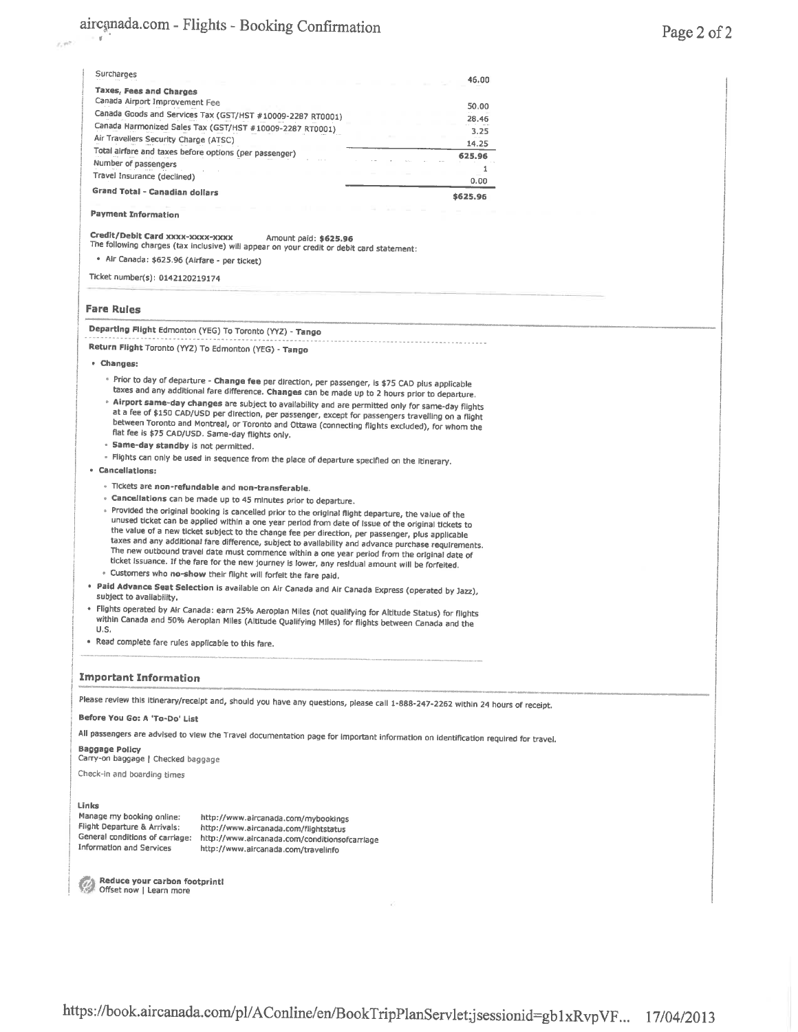| | |
|---|---|
| Surcharges | 46.00 |
| **Taxes, Fees and Charges** | |
| Canada Airport Improvement Fee | 50.00 |
| Canada Goods and Services Tax (GST/HST #10009-2287 RT0001) | 28.46 |
| Canada Harmonized Sales Tax (GST/HST #10009-2287 RT0001) | 3.25 |
| Air Travellers Security Charge (ATSC) | 14.25 |
| Total airfare and taxes before options (per passenger) | 625.96 |
| Number of passengers | 1 |
| Travel Insurance (declined) | 0.00 |
| **Grand Total - Canadian dollars** | **$625.96** |

**Payment Information**

**Credit/Debit Card xxxx-xxxx-xxxx** Amount paid: **$625.96**
The following charges (tax inclusive) will appear on your credit or debit card statement:

- Air Canada: $625.96 (Airfare - per ticket)

Ticket number(s): 0142120219174

## Fare Rules

**Departing Flight** Edmonton (YEG) To Toronto (YYZ) - **Tango**

**Return Flight** Toronto (YYZ) To Edmonton (YEG) - **Tango**

- **Changes:**
  - Prior to day of departure - **Change fee** per direction, per passenger, is $75 CAD plus applicable taxes and any additional fare difference. **Changes** can be made up to 2 hours prior to departure.
  - **Airport same-day changes** are subject to availability and are permitted only for same-day flights at a fee of $150 CAD/USD per direction, per passenger, except for passengers travelling on a flight between Toronto and Montreal, or Toronto and Ottawa (connecting flights excluded), for whom the flat fee is $75 CAD/USD. Same-day flights only.
  - **Same-day standby** is not permitted.
  - Flights can only be used in sequence from the place of departure specified on the itinerary.
- **Cancellations:**
  - Tickets are **non-refundable** and **non-transferable**.
  - **Cancellations** can be made up to 45 minutes prior to departure.
  - Provided the original booking is cancelled prior to the original flight departure, the value of the unused ticket can be applied within a one year period from date of issue of the original tickets to the value of a new ticket subject to the change fee per direction, per passenger, plus applicable taxes and any additional fare difference, subject to availability and advance purchase requirements. The new outbound travel date must commence within a one year period from the original date of ticket issuance. If the fare for the new journey is lower, any residual amount will be forfeited.
  - Customers who **no-show** their flight will forfeit the fare paid.
- **Paid Advance Seat Selection** is available on Air Canada and Air Canada Express (operated by Jazz), subject to availability.
- Flights operated by Air Canada: earn 25% Aeroplan Miles (not qualifying for Altitude Status) for flights within Canada and 50% Aeroplan Miles (Altitude Qualifying Miles) for flights between Canada and the U.S.
- Read complete fare rules applicable to this fare.

## Important Information

Please review this itinerary/receipt and, should you have any questions, please call 1-888-247-2262 within 24 hours of receipt.

**Before You Go: A 'To-Do' List**

All passengers are advised to view the Travel documentation page for important information on identification required for travel.

**Baggage Policy**
Carry-on baggage | Checked baggage

Check-in and boarding times

**Links**

| | |
|---|---|
| Manage my booking online: | http://www.aircanada.com/mybookings |
| Flight Departure & Arrivals: | http://www.aircanada.com/flightstatus |
| General conditions of carriage: | http://www.aircanada.com/conditionsofcarriage |
| Information and Services | http://www.aircanada.com/travelinfo |

**Reduce your carbon footprint!**
Offset now | Learn more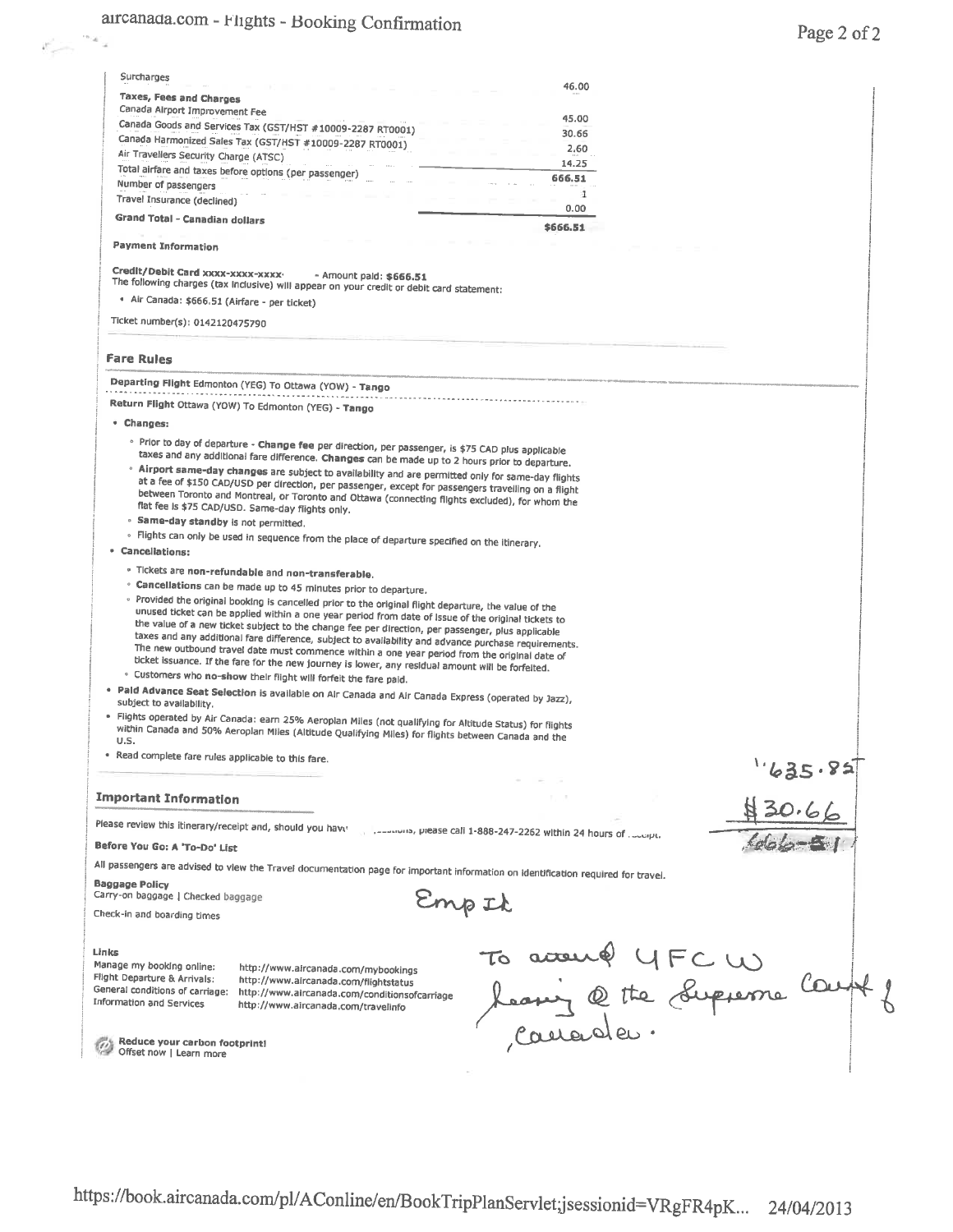| | |
|---|---|
| Surcharges | 46.00 |
| **Taxes, Fees and Charges** | |
| Canada Airport Improvement Fee | 45.00 |
| Canada Goods and Services Tax (GST/HST #10009-2287 RT0001) | 30.66 |
| Canada Harmonized Sales Tax (GST/HST #10009-2287 RT0001) | 2.60 |
| Air Travellers Security Charge (ATSC) | 14.25 |
| Total airfare and taxes before options (per passenger) | 666.51 |
| Number of passengers | 1 |
| Travel Insurance (declined) | 0.00 |
| **Grand Total - Canadian dollars** | **$666.51** |

**Payment Information**

**Credit/Debit Card xxxx-xxxx-xxxx-** - Amount paid: **$666.51**
The following charges (tax inclusive) will appear on your credit or debit card statement:

- Air Canada: $666.51 (Airfare - per ticket)

Ticket number(s): 0142120475790

## Fare Rules

**Departing Flight** Edmonton (YEG) To Ottawa (YOW) - **Tango**

**Return Flight** Ottawa (YOW) To Edmonton (YEG) - **Tango**

- **Changes:**
  - Prior to day of departure - **Change fee** per direction, per passenger, is $75 CAD plus applicable taxes and any additional fare difference. **Changes** can be made up to 2 hours prior to departure.
  - **Airport same-day changes** are subject to availability and are permitted only for same-day flights at a fee of $150 CAD/USD per direction, per passenger, except for passengers travelling on a flight between Toronto and Montreal, or Toronto and Ottawa (connecting flights excluded), for whom the flat fee is $75 CAD/USD. Same-day flights only.
  - **Same-day standby** is not permitted.
  - Flights can only be used in sequence from the place of departure specified on the itinerary.
- **Cancellations:**
  - Tickets are **non-refundable** and **non-transferable**.
  - **Cancellations** can be made up to 45 minutes prior to departure.
  - Provided the original booking is cancelled prior to the original flight departure, the value of the unused ticket can be applied within a one year period from date of issue of the original tickets to the value of a new ticket subject to the change fee per direction, per passenger, plus applicable taxes and any additional fare difference, subject to availability and advance purchase requirements. The new outbound travel date must commence within a one year period from the original date of ticket issuance. If the fare for the new journey is lower, any residual amount will be forfeited.
  - Customers who **no-show** their flight will forfeit the fare paid.
- **Paid Advance Seat Selection** is available on Air Canada and Air Canada Express (operated by Jazz), subject to availability.
- Flights operated by Air Canada: earn 25% Aeroplan Miles (not qualifying for Altitude Status) for flights within Canada and 50% Aeroplan Miles (Altitude Qualifying Miles) for flights between Canada and the U.S.
- Read complete fare rules applicable to this fare.

635.85
$30.66
666.51

## Important Information

Please review this itinerary/receipt and, should you have ... questions, please call 1-888-247-2262 within 24 hours of receipt.

**Before You Go: A 'To-Do' List**

All passengers are advised to view the Travel documentation page for important information on identification required for travel.

**Baggage Policy**
Carry-on baggage | Checked baggage

Check-in and boarding times

Emp It

**Links**

Manage my booking online: http://www.aircanada.com/mybookings
Flight Departure & Arrivals: http://www.aircanada.com/flightstatus
General conditions of carriage: http://www.aircanada.com/conditionsofcarriage
Information and Services http://www.aircanada.com/travelinfo

To attend UFCW hearing @ the Supreme Court of Canada.

**Reduce your carbon footprint!**
Offset now | Learn more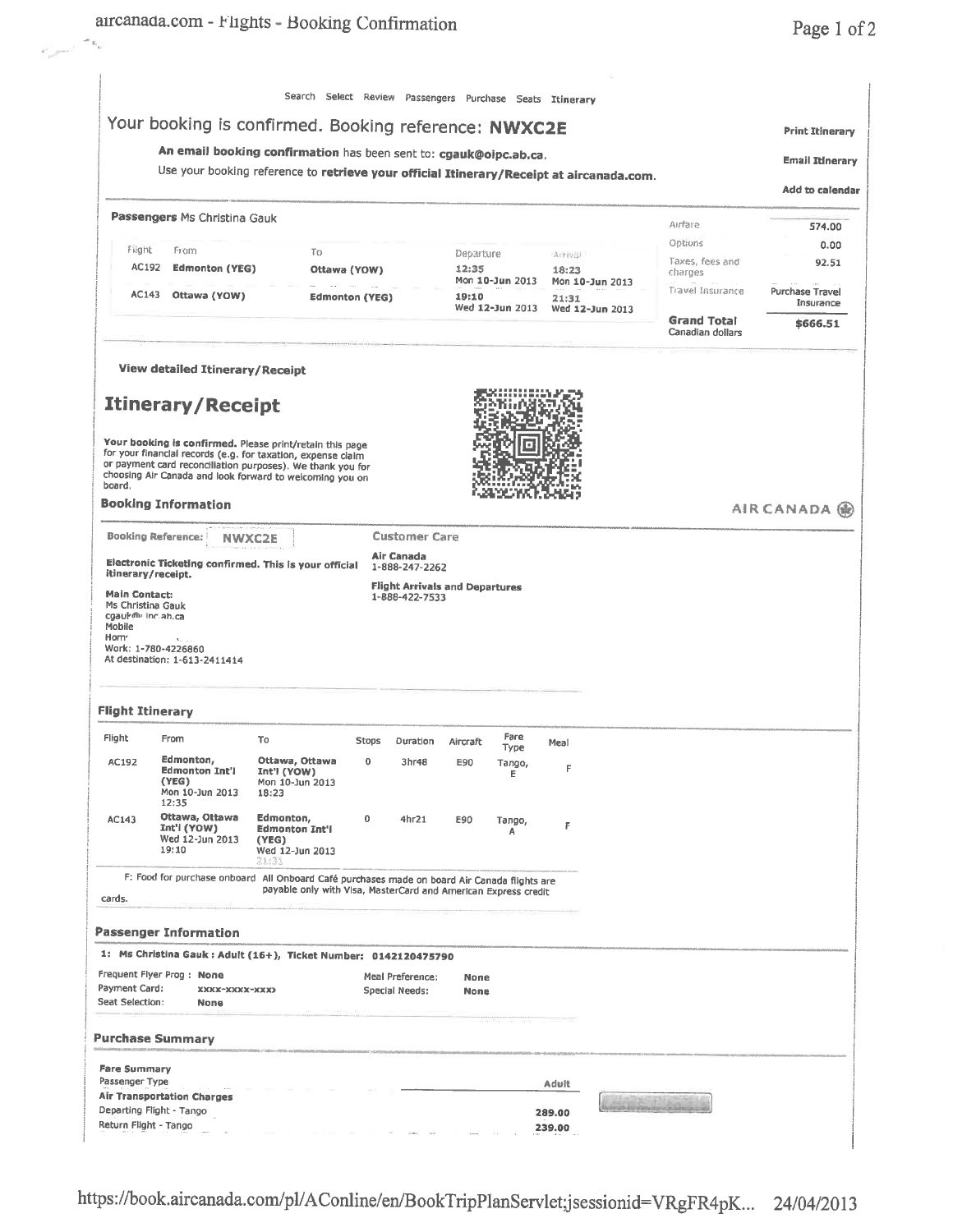Search Select Review Passengers Purchase Seats Itinerary

## Your booking is confirmed. Booking reference: NWXC2E

**An email booking confirmation** has been sent to: **cgauk@oipc.ab.ca**.

Use your booking reference to **retrieve your official Itinerary/Receipt at aircanada.com**.

Print Itinerary

Email Itinerary

Add to calendar

**Passengers** Ms Christina Gauk

| Flight | From | To | Departure | Arrival |
|---|---|---|---|---|
| AC192 | Edmonton (YEG) | Ottawa (YOW) | 12:35 Mon 10-Jun 2013 | 18:23 Mon 10-Jun 2013 |
| AC143 | Ottawa (YOW) | Edmonton (YEG) | 19:10 Wed 12-Jun 2013 | 21:31 Wed 12-Jun 2013 |

| | |
|---|---|
| Airfare | 574.00 |
| Options | 0.00 |
| Taxes, fees and charges | 92.51 |
| Travel Insurance | Purchase Travel Insurance |
| **Grand Total** Canadian dollars | **$666.51** |

**View detailed Itinerary/Receipt**

# Itinerary/Receipt

**Your booking is confirmed.** Please print/retain this page for your financial records (e.g. for taxation, expense claim or payment card reconciliation purposes). We thank you for choosing Air Canada and look forward to welcoming you on board.

AIR CANADA

## Booking Information

**Booking Reference:** NWXC2E

**Electronic Ticketing confirmed. This is your official itinerary/receipt.**

**Main Contact:**
Ms Christina Gauk
cgauk@oipc.ab.ca
Mobile
Home
Work: 1-780-4226860
At destination: 1-613-2411414

**Customer Care**

**Air Canada**
1-888-247-2262

**Flight Arrivals and Departures**
1-888-422-7533

## Flight Itinerary

| Flight | From | To | Stops | Duration | Aircraft | Fare Type | Meal |
|---|---|---|---|---|---|---|---|
| AC192 | Edmonton, Edmonton Int'l (YEG) Mon 10-Jun 2013 12:35 | Ottawa, Ottawa Int'l (YOW) Mon 10-Jun 2013 18:23 | 0 | 3hr48 | E90 | Tango, E | F |
| AC143 | Ottawa, Ottawa Int'l (YOW) Wed 12-Jun 2013 19:10 | Edmonton, Edmonton Int'l (YEG) Wed 12-Jun 2013 21:31 | 0 | 4hr21 | E90 | Tango, A | F |

F: Food for purchase onboard All Onboard Café purchases made on board Air Canada flights are payable only with Visa, MasterCard and American Express credit cards.

## Passenger Information

**1: Ms Christina Gauk : Adult (16+), Ticket Number: 0142120475790**

| | | | |
|---|---|---|---|
| Frequent Flyer Prog : | None | Meal Preference: | None |
| Payment Card: | xxxx-xxxx-xxxx | Special Needs: | None |
| Seat Selection: | None | | |

## Purchase Summary

**Fare Summary**

| Passenger Type | Adult |
|---|---|
| **Air Transportation Charges** | |
| Departing Flight - Tango | 289.00 |
| Return Flight - Tango | 239.00 |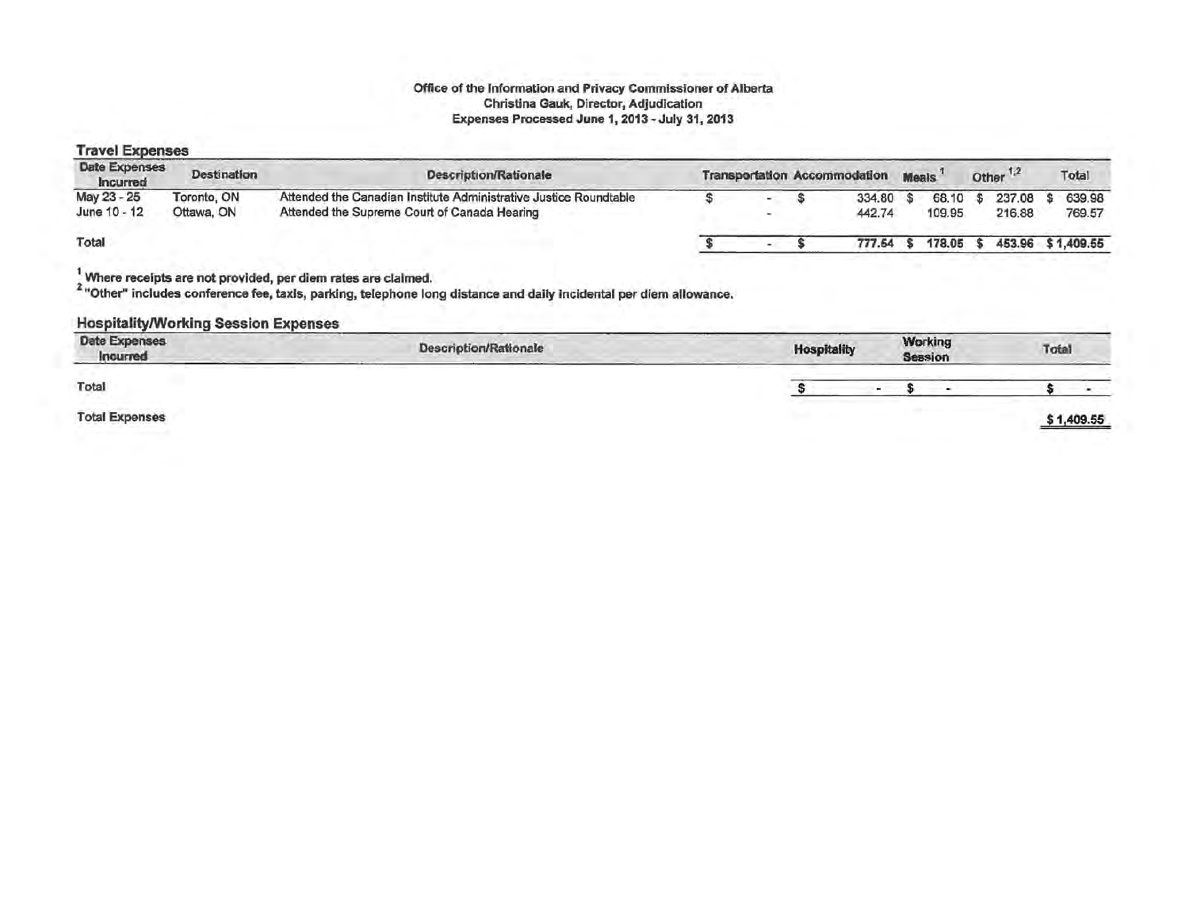**Office of the Information and Privacy Commissioner of Alberta**
**Christina Gauk, Director, Adjudication**
**Expenses Processed June 1, 2013 - July 31, 2013**

## Travel Expenses

| Date Expenses Incurred | Destination | Description/Rationale | Transportation | Accommodation | Meals [1] | Other [1,2] | Total |
|---|---|---|---|---|---|---|---|
| May 23 - 25 | Toronto, ON | Attended the Canadian Institute Administrative Justice Roundtable | $ - | $ 334.80 | $ 68.10 | $ 237.08 | $ 639.98 |
| June 10 - 12 | Ottawa, ON | Attended the Supreme Court of Canada Hearing | - | 442.74 | 109.95 | 216.88 | 769.57 |
| **Total** | | | $ - | $ 777.54 | $ 178.05 | $ 453.96 | $ 1,409.55 |

[1] Where receipts are not provided, per diem rates are claimed.
[2] "Other" includes conference fee, taxis, parking, telephone long distance and daily incidental per diem allowance.

## Hospitality/Working Session Expenses

| Date Expenses Incurred | Description/Rationale | Hospitality | Working Session | Total |
|---|---|---|---|---|
| **Total** | | $ - | $ - | $ - |

**Total Expenses** **$ 1,409.55**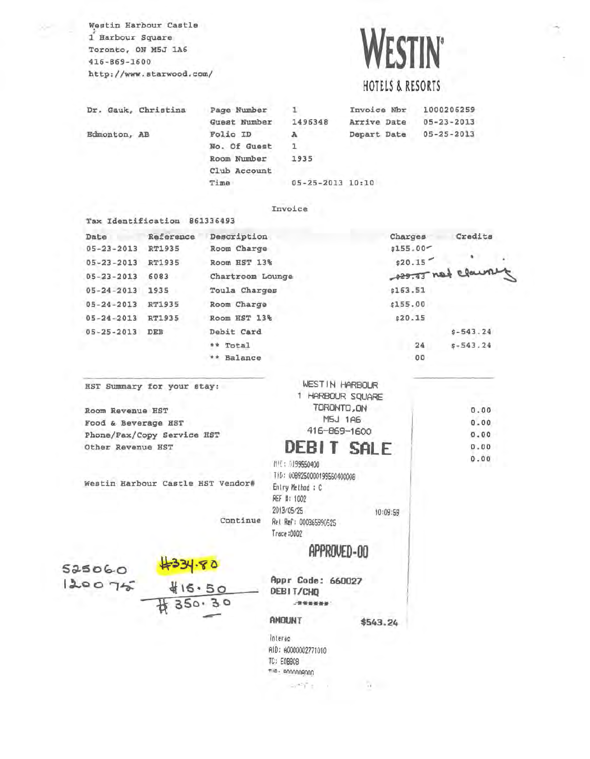Westin Harbour Castle
1 Harbour Square
Toronto, ON M5J 1A6
416-869-1600
http://www.starwood.com/

# WESTIN

HOTELS & RESORTS

| Dr. Gauk, Christina | Page Number | 1 | Invoice Nbr | 1000206259 |
|---|---|---|---|---|
| | Guest Number | 1496348 | Arrive Date | 05-23-2013 |
| Edmonton, AB | Folio ID | A | Depart Date | 05-25-2013 |
| | No. Of Guest | 1 | | |
| | Room Number | 1935 | | |
| | Club Account | | | |
| | Time | 05-25-2013 10:10 | | |

Invoice

Tax Identification 861336493

| Date | Reference | Description | Charges | Credits |
|---|---|---|---|---|
| 05-23-2013 | RT1935 | Room Charge | $155.00 | |
| 05-23-2013 | RT1935 | Room HST 13% | $20.15 | |
| 05-23-2013 | 6083 | Chartroom Lounge | ~~$29.43~~ not claiming | |
| 05-24-2013 | 1935 | Toula Charges | $163.51 | |
| 05-24-2013 | RT1935 | Room Charge | $155.00 | |
| 05-24-2013 | RT1935 | Room HST 13% | $20.15 | |
| 05-25-2013 | DEB | Debit Card | | $-543.24 |
| | | ** Total | 24 | $-543.24 |
| | | ** Balance | 00 | |

HST Summary for your stay:

| | |
|---|---|
| Room Revenue HST | 0.00 |
| Food & Beverage HST | 0.00 |
| Phone/Fax/Copy Service HST | 0.00 |
| Other Revenue HST | 0.00 |
| | 0.00 |

Westin Harbour Castle HST Vendor#

Continue

WESTIN HARBOUR
1 HARBOUR SQUARE
TORONTO, ON
M5J 1A6
416-869-1600

**DEBIT SALE**

MID: 0199550400
TID: 00892500001995504000008
Entry Method : C
REF #: 1002
2013/05/25 10:09:59
Ret Ref: 000365990525
Trace: 0002

**APPROVED-00**

Appr Code: 660027
DEBIT/CHQ
\*\*\*\*\*\*

AMOUNT $543.24

Interac
AID: A0000002771010
TC: E0B8C8
TVR: 8000008000

525060
120075

$334.80
$16.50
$350.30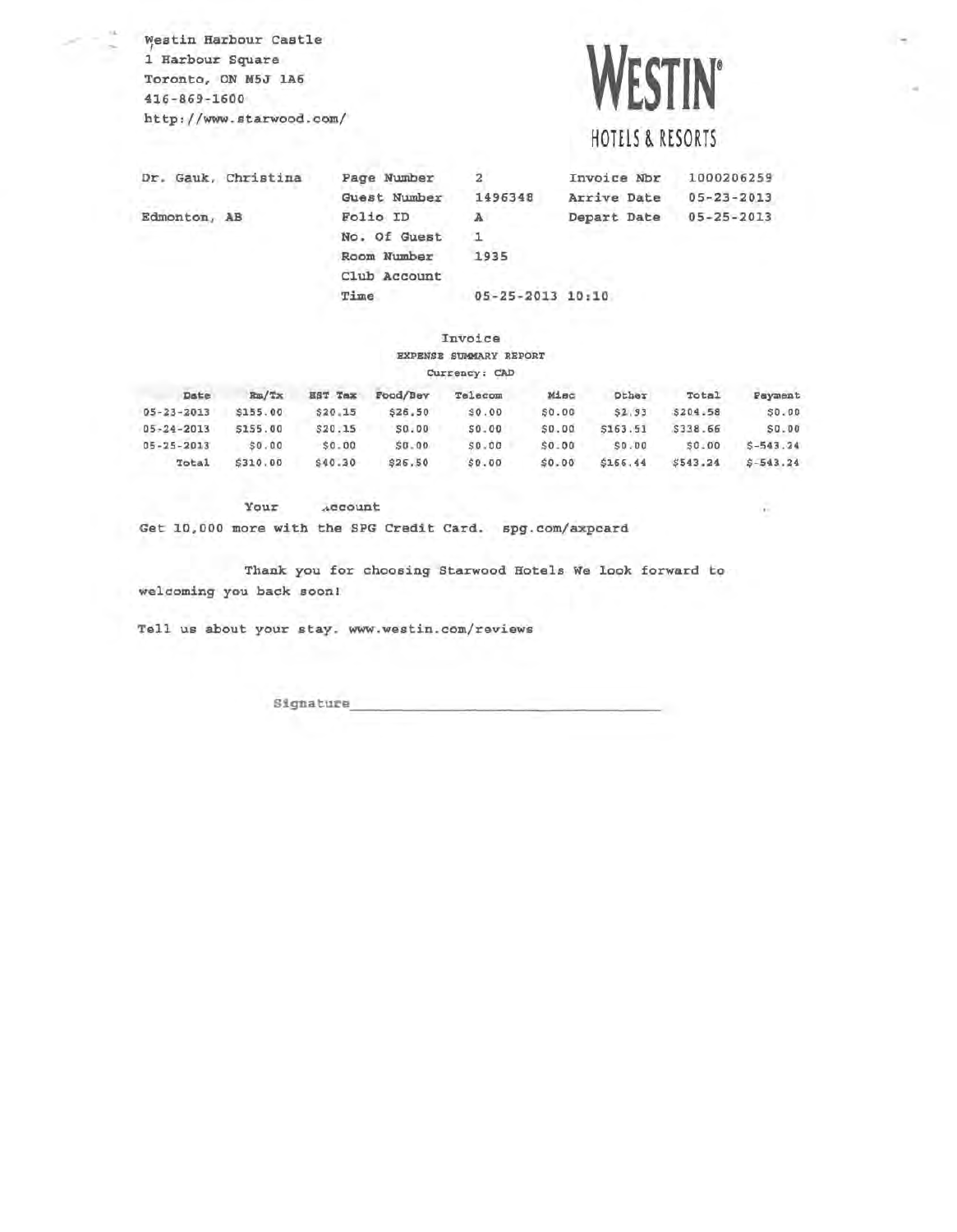Westin Harbour Castle
1 Harbour Square
Toronto, ON M5J 1A6
416-869-1600
http://www.starwood.com/

**WESTIN®**
HOTELS & RESORTS

| Dr. Gauk, Christina | Page Number | 2 | Invoice Nbr | 1000206259 |
|---|---|---|---|---|
| | Guest Number | 1496348 | Arrive Date | 05-23-2013 |
| Edmonton, AB | Folio ID | A | Depart Date | 05-25-2013 |
| | No. Of Guest | 1 | | |
| | Room Number | 1935 | | |
| | Club Account | | | |
| | Time | 05-25-2013 10:10 | | |

Invoice
EXPENSE SUMMARY REPORT
Currency: CAD

| Date | Rm/Tx | HST Tax | Food/Bev | Telecom | Misc | Other | Total | Payment |
|---|---|---|---|---|---|---|---|---|
| 05-23-2013 | $155.00 | $20.15 | $26.50 | $0.00 | $0.00 | $2.93 | $204.58 | $0.00 |
| 05-24-2013 | $155.00 | $20.15 | $0.00 | $0.00 | $0.00 | $163.51 | $338.66 | $0.00 |
| 05-25-2013 | $0.00 | $0.00 | $0.00 | $0.00 | $0.00 | $0.00 | $0.00 | $-543.24 |
| Total | $310.00 | $40.30 | $26.50 | $0.00 | $0.00 | $166.44 | $543.24 | $-543.24 |

Your Account

Get 10,000 more with the SPG Credit Card. spg.com/axpcard

Thank you for choosing Starwood Hotels We look forward to welcoming you back soon!

Tell us about your stay. www.westin.com/reviews

Signature\_\_\_\_\_\_\_\_\_\_\_\_\_\_\_\_\_\_\_\_\_\_\_\_\_\_\_\_\_\_\_\_\_\_\_\_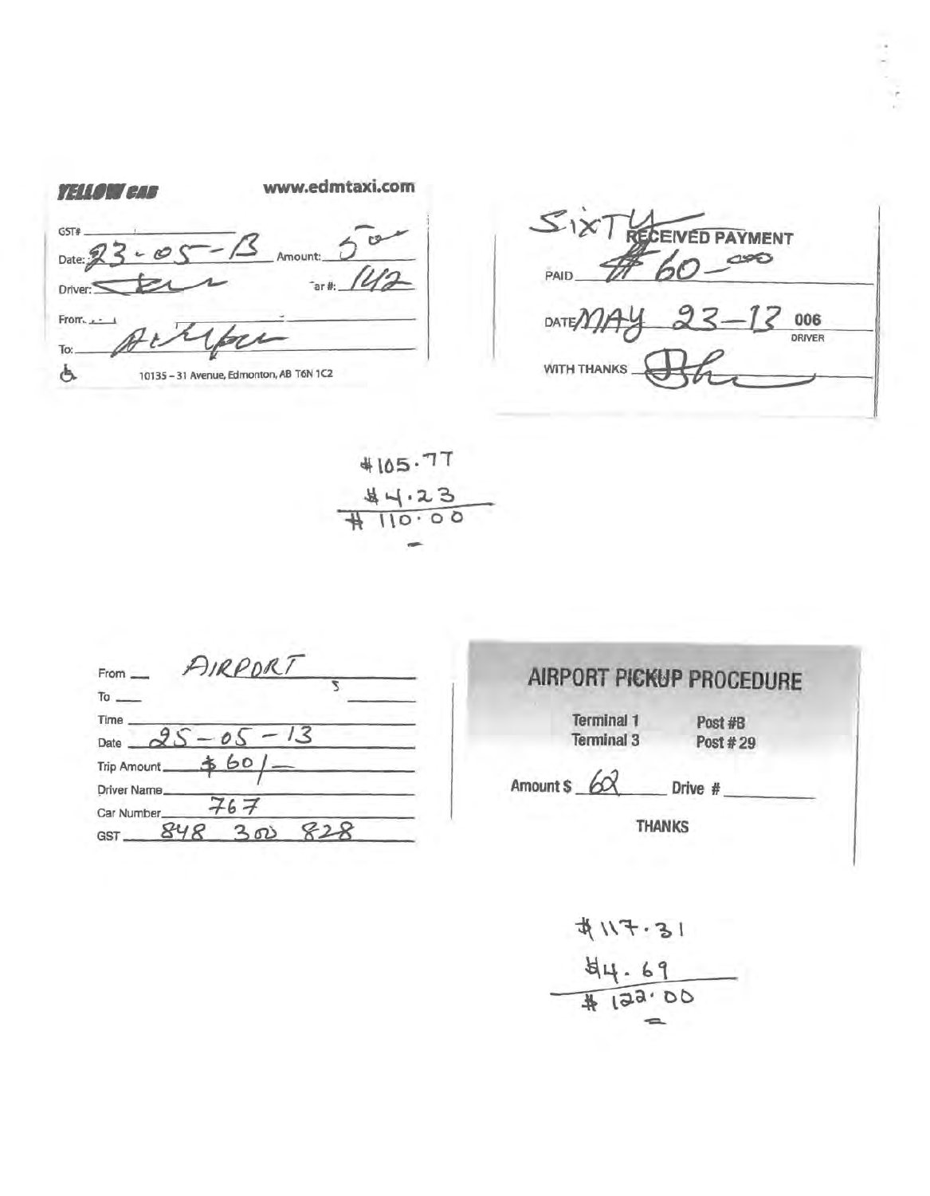**YELLOW CAB** www.edmtaxi.com

GST# ______

Date: 23-05-13 Amount: 50

Driver: ______ Car #: 142

From: ______

To: Airport

10135 – 31 Avenue, Edmonton, AB T6N 1C2

SIXTY **RECEIVED PAYMENT**

PAID $60.00

DATE MAY 23-13 006 DRIVER

WITH THANKS ______

$105.77
$4.23
$110.00

From: AIRPORT

To: ______

Time: ______

Date: 25-05-13

Trip Amount: $60/—

Driver Name: ______

Car Number: 767

GST: 848 300 828

**AIRPORT PICKUP PROCEDURE**

| Terminal 1 | Post #B |
|---|---|
| Terminal 3 | Post # 29 |

Amount $ 62 Drive # ______

**THANKS**

$117.31
$4.69
$122.00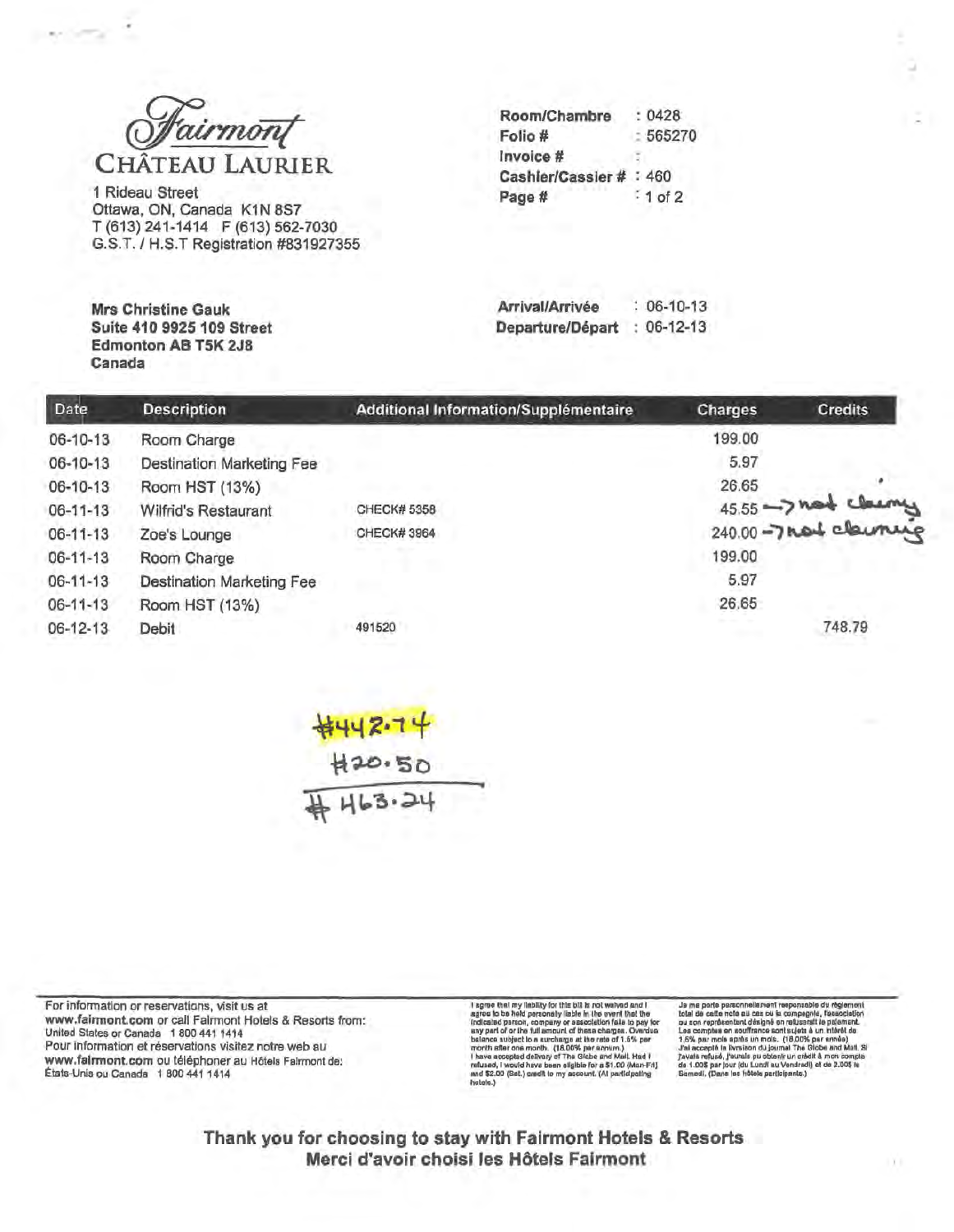# Fairmont CHÂTEAU LAURIER

1 Rideau Street
Ottawa, ON, Canada K1N 8S7
T (613) 241-1414 F (613) 562-7030
G.S.T. / H.S.T Registration #831927355

| | |
|---|---|
| Room/Chambre | : 0428 |
| Folio # | : 565270 |
| Invoice # | : |
| Cashier/Cassier # | : 460 |
| Page # | : 1 of 2 |

**Mrs Christine Gauk**
**Suite 410 9925 109 Street**
**Edmonton AB T5K 2J8**
**Canada**

| | |
|---|---|
| Arrival/Arrivée | : 06-10-13 |
| Departure/Départ | : 06-12-13 |

| Date | Description | Additional Information/Supplémentaire | Charges | Credits |
|---|---|---|---|---|
| 06-10-13 | Room Charge | | 199.00 | |
| 06-10-13 | Destination Marketing Fee | | 5.97 | |
| 06-10-13 | Room HST (13%) | | 26.65 | |
| 06-11-13 | Wilfrid's Restaurant | CHECK# 5358 | 45.55 → not claiming | |
| 06-11-13 | Zoe's Lounge | CHECK# 3964 | 240.00 → not claiming | |
| 06-11-13 | Room Charge | | 199.00 | |
| 06-11-13 | Destination Marketing Fee | | 5.97 | |
| 06-11-13 | Room HST (13%) | | 26.65 | |
| 06-12-13 | Debit | 491520 | | 748.79 |

#442.74
#20.50
---
# 463.24

For information or reservations, visit us at **www.fairmont.com** or call Fairmont Hotels & Resorts from: United States or Canada 1 800 441 1414
Pour information et réservations visitez notre web au **www.fairmont.com** ou téléphoner au Hôtels Fairmont de: États-Unis ou Canada 1 800 441 1414

I agree that my liability for this bill is not waived and I agree to be held personally liable in the event that the indicated person, company or association fails to pay for any part of or the full amount of these charges. Overdue balance subject to a surcharge at the rate of 1.5% per month after one month. (18.00% per annum.) I have accepted delivery of The Globe and Mail. Had I refused, I would have been eligible for a $1.00 (Mon-Fri) and $2.00 (Sat.) credit to my account. (At participating hotels.)

Je me porte personnellement responsable du règlement total de cette note au cas où la compagnie, l'association ou son représentant désigné en refuserait le paiement. Les comptes en souffrance sont sujets à un intérêt de 1.5% par mois après un mois. (18.00% par année) J'ai accepté la livraison du journal The Globe and Mail. Si j'avais refusé, j'aurais pu obtenir un crédit à mon compte de 1.00$ par jour (du Lundi au Vendredi) et de 2.00$ le Samedi. (Dans les hôtels participants.)

**Thank you for choosing to stay with Fairmont Hotels & Resorts**
**Merci d'avoir choisi les Hôtels Fairmont**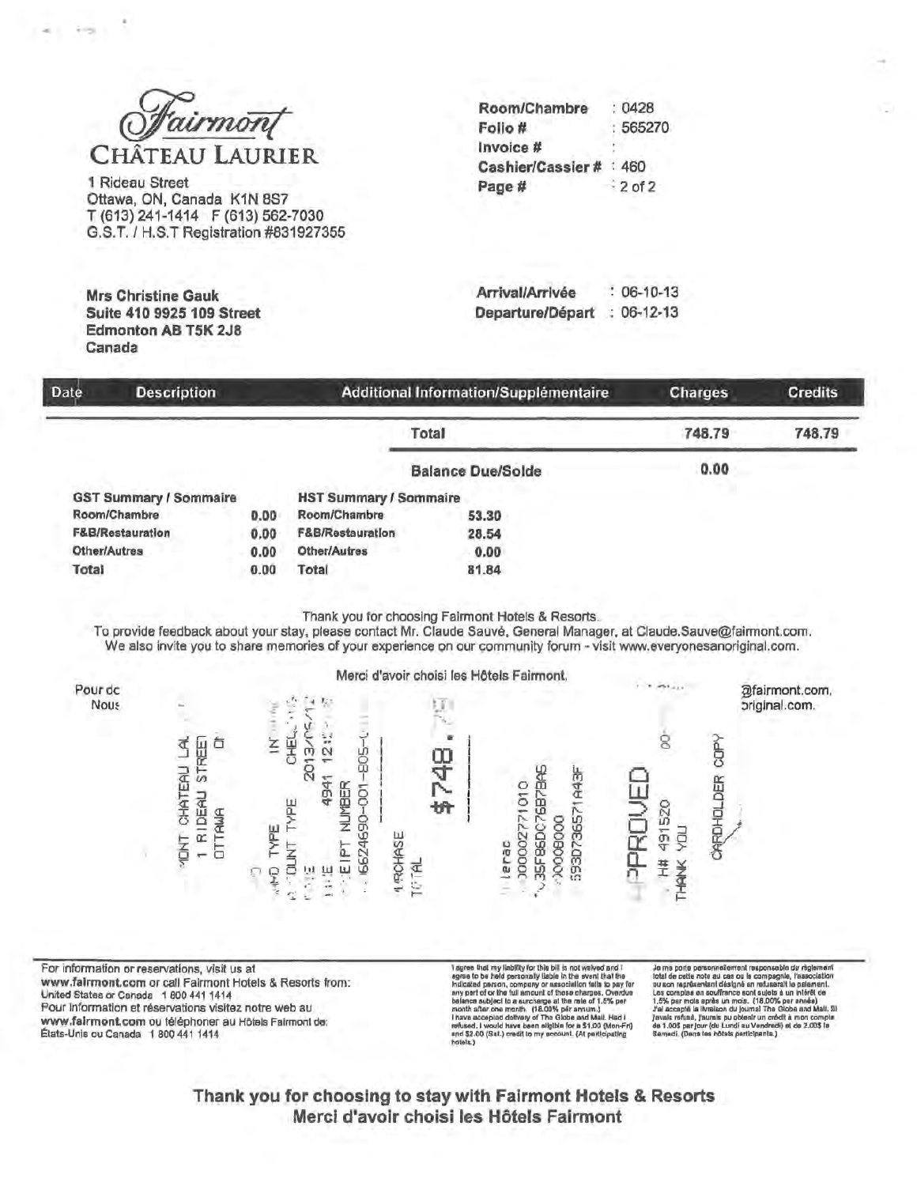# Fairmont CHÂTEAU LAURIER

1 Rideau Street
Ottawa, ON, Canada K1N 8S7
T (613) 241-1414 F (613) 562-7030
G.S.T. / H.S.T Registration #831927355

| | |
|---|---|
| Room/Chambre | : 0428 |
| Folio # | : 565270 |
| Invoice # | : |
| Cashier/Cassier # | : 460 |
| Page # | : 2 of 2 |

**Mrs Christine Gauk**
**Suite 410 9925 109 Street**
**Edmonton AB T5K 2J8**
**Canada**

| | |
|---|---|
| Arrival/Arrivée | : 06-10-13 |
| Departure/Départ | : 06-12-13 |

| Date | Description | Additional Information/Supplémentaire | Charges | Credits |
|---|---|---|---|---|
| | | **Total** | **748.79** | **748.79** |
| | | **Balance Due/Solde** | **0.00** | |

| GST Summary / Sommaire | | HST Summary / Sommaire | |
|---|---|---|---|
| Room/Chambre | 0.00 | Room/Chambre | 53.30 |
| F&B/Restauration | 0.00 | F&B/Restauration | 28.54 |
| Other/Autres | 0.00 | Other/Autres | 0.00 |
| Total | 0.00 | Total | 81.84 |

Thank you for choosing Fairmont Hotels & Resorts.
To provide feedback about your stay, please contact Mr. Claude Sauvé, General Manager, at Claude.Sauve@fairmont.com.
We also invite you to share memories of your experience on our community forum - visit www.everyonesanoriginal.com.

Merci d'avoir choisi les Hôtels Fairmont.

Pour dc ... @fairmont.com,
Nous ... original.com.

```
MONT CHATEAU LAU
1 RIDEAU STREET
OTTAWA ON

IN
CHEQ
2013/06/12
4941 12:
RECEIPT NUMBER
6624690-001-805-0

PURCHASE
TOTAL $748.79

Interac
000002771010
35F86DC76B7BA5
00008000
593D736571A43F

APPROVED
# 491520
THANK YOU
00

CARDHOLDER COPY
```

For information or reservations, visit us at
**www.fairmont.com** or call Fairmont Hotels & Resorts from:
United States or Canada 1 800 441 1414
Pour information et réservations visitez notre web au
**www.fairmont.com** ou téléphoner au Hôtels Fairmont de:
États-Unis ou Canada 1 800 441 1414

I agree that my liability for this bill is not waived and I agree to be held personally liable in the event that the indicated person, company or association fails to pay for any part of or the full amount of these charges. Overdue balance subject to a surcharge at the rate of 1.5% per month after one month. (18.00% per annum.) I have accepted delivery of The Globe and Mail. Had I refused, I would have been eligible for a $1.00 (Mon-Fri) and $2.00 (Sat.) credit to my account. (At participating hotels.)

Je me porte personnellement responsable du règlement total de cette note au cas où la compagnie, l'association ou son représentant désigné en refuserait le paiement. Les comptes en souffrance sont sujets à un intérêt de 1.5% par mois après un mois. (18.00% par année) J'ai accepté la livraison du journal The Globe and Mail. Si j'avais refusé, j'aurais pu obtenir un crédit à mon compte de 1.00$ par jour (du Lundi au Vendredi) et de 2.00$ le Samedi. (Dans les hôtels participants.)

**Thank you for choosing to stay with Fairmont Hotels & Resorts**
**Merci d'avoir choisi les Hôtels Fairmont**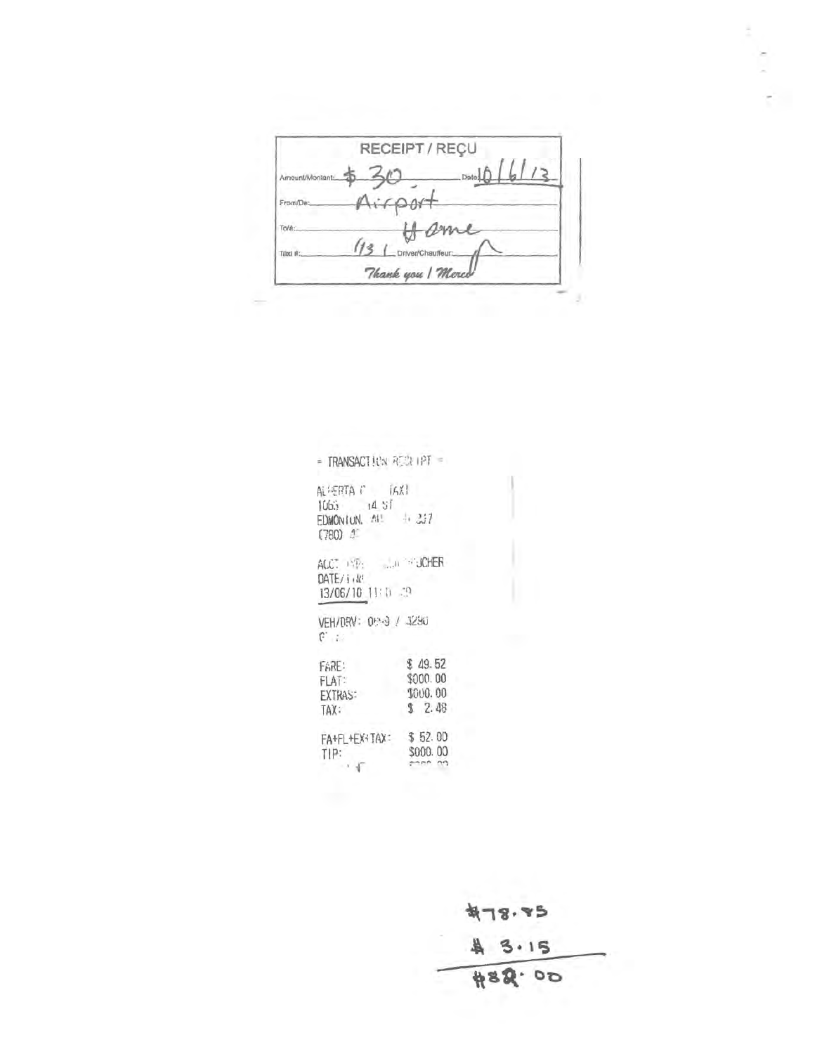**RECEIPT / REÇU**

Amount/Montant: $ 30 Date: 10/6/13

From/De: Airport

To/à: Home

Taxi #: 1131 Driver/Chauffeur:

*Thank you / Merci*

= TRANSACTION RECEIPT =

ALBERTA C TAXI
1065 14 ST
EDMONTON, AB 237
(780) 4

ACCT TYPE: VOUCHER
DATE/TIME
13/06/10 11:1 :39

VEH/DRV: 0 9 / 3290

| | |
|---|---|
| FARE: | $ 49.52 |
| FLAT: | $000.00 |
| EXTRAS: | $000.00 |
| TAX: | $ 2.48 |
| FA+FL+EX+TAX: | $ 52.00 |
| TIP: | $000.00 |

$78.85
$ 3.15
$82.00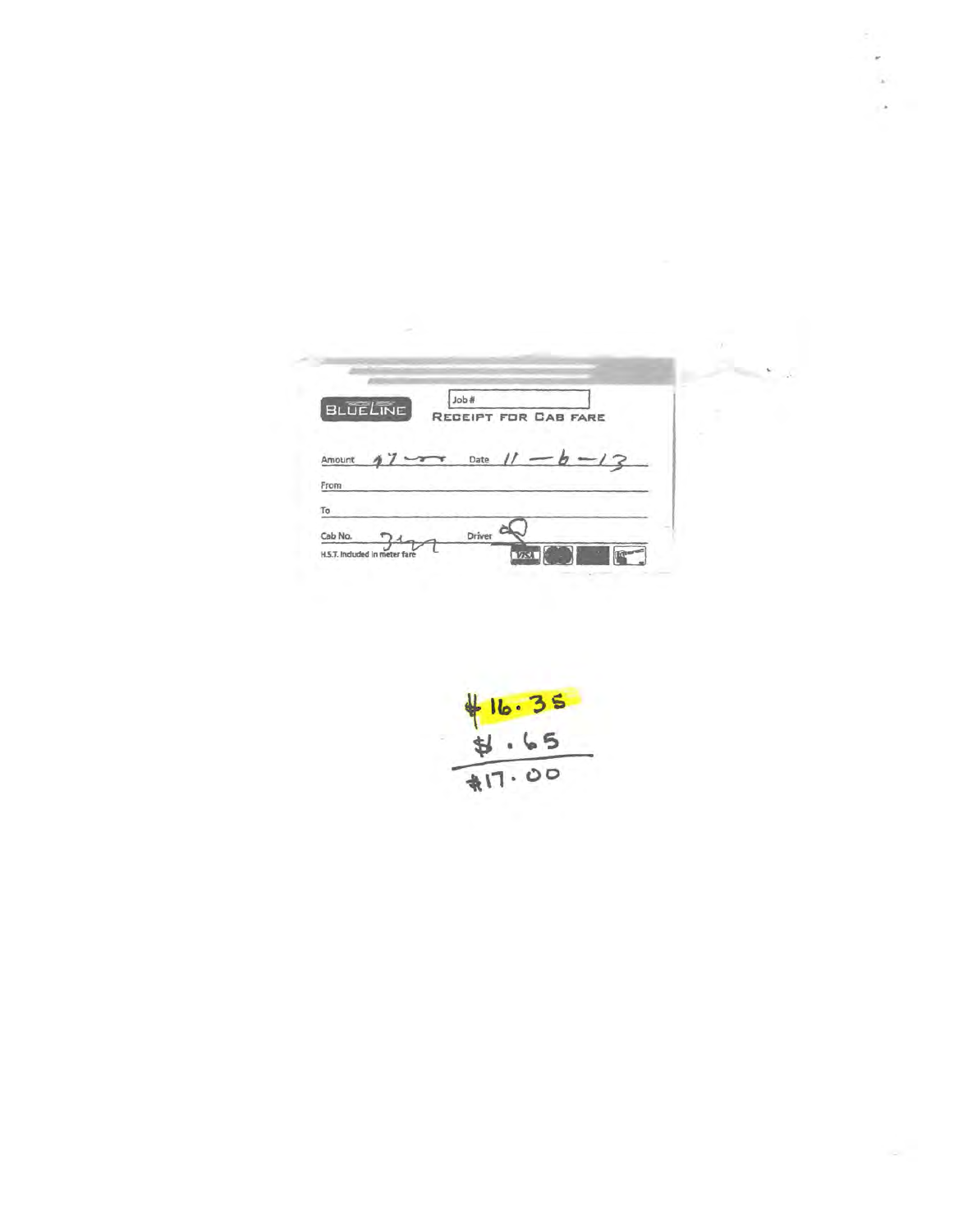BLUELINE

Job #

RECEIPT FOR CAB FARE

Amount $17.00 Date 11-6-13

From

To

Cab No. 3177 Driver

H.S.T. Included in meter fare

$16.35
$.65
$17.00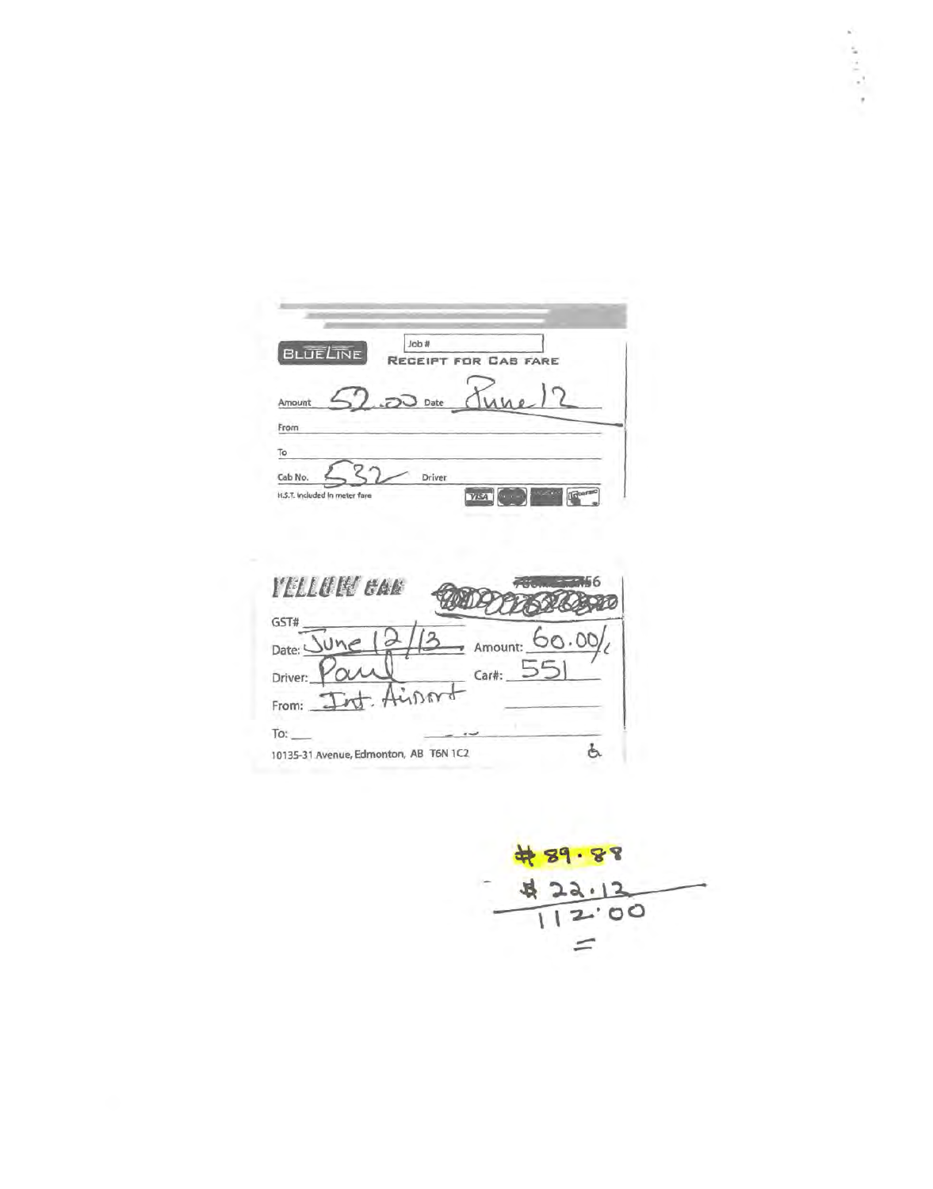**BLUELINE**

Job #

RECEIPT FOR CAB FARE

Amount 52.00 Date June 12

From

To

Cab No. 532 Driver

H.S.T. included in meter fare

**YELLOW CAB**

GST#

Date: June 12/13 Amount: 60.00

Driver: Paul Car#: 551

From: Int. Airport

To:

10135-31 Avenue, Edmonton, AB T6N 1C2

$89.88

− $22.12

112.00

=